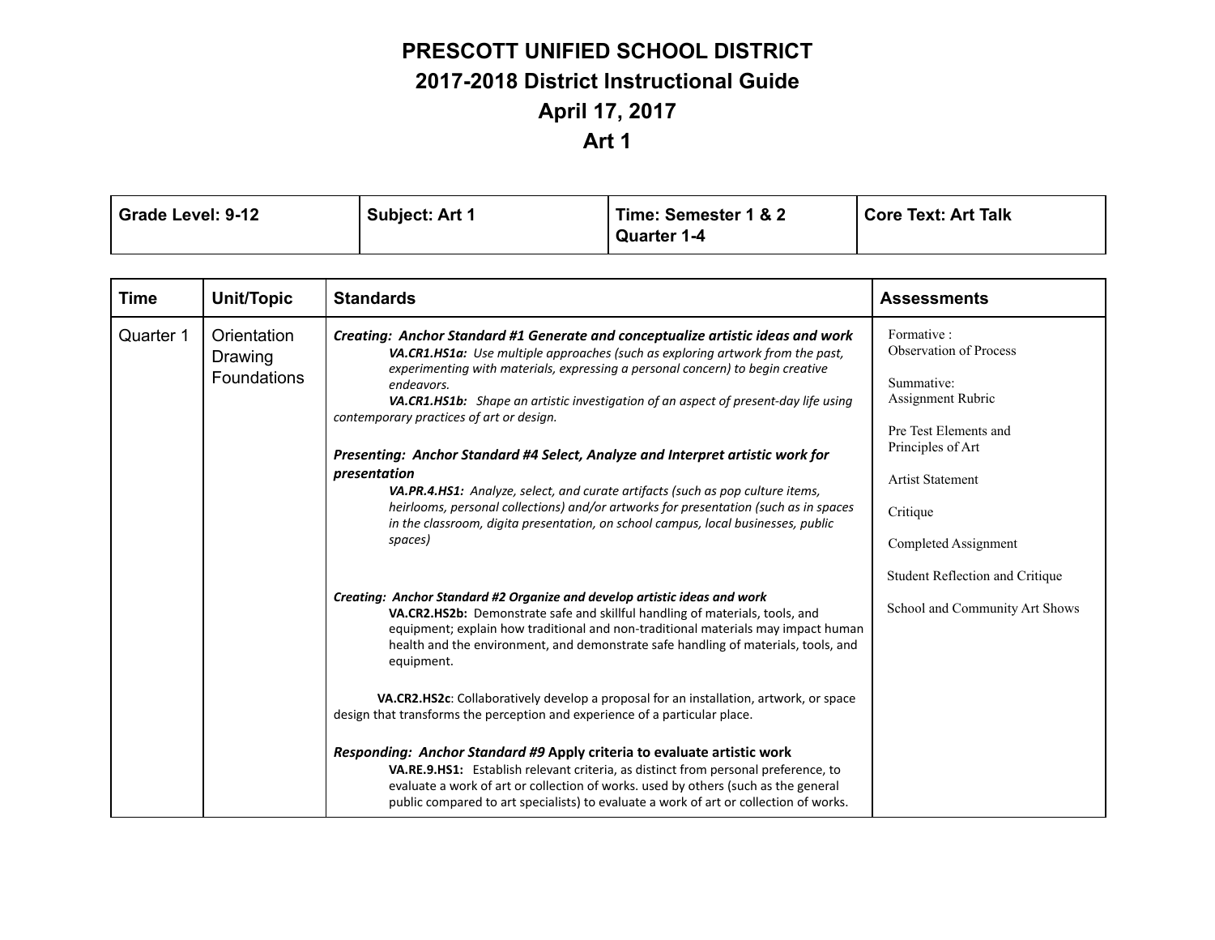# PRESCOTT UNIFIED SCHOOL DISTRICT
## 2017-2018 District Instructional Guide
## April 17, 2017
## Art 1

| Grade Level: 9-12 | Subject: Art 1 | Time: Semester 1 & 2 Quarter 1-4 | Core Text: Art Talk |
|---|---|---|---|

| Time | Unit/Topic | Standards | Assessments |
|---|---|---|---|
| Quarter 1 | Orientation Drawing Foundations | ***Creating: Anchor Standard #1 Generate and conceptualize artistic ideas and work*** <br> ***VA.CR1.HS1a:*** *Use multiple approaches (such as exploring artwork from the past, experimenting with materials, expressing a personal concern) to begin creative endeavors.* <br> ***VA.CR1.HS1b:*** *Shape an artistic investigation of an aspect of present-day life using contemporary practices of art or design.* <br><br> ***Presenting: Anchor Standard #4 Select, Analyze and Interpret artistic work for presentation*** <br> ***VA.PR.4.HS1:*** *Analyze, select, and curate artifacts (such as pop culture items, heirlooms, personal collections) and/or artworks for presentation (such as in spaces in the classroom, digita presentation, on school campus, local businesses, public spaces)* <br><br> ***Creating: Anchor Standard #2 Organize and develop artistic ideas and work*** <br> **VA.CR2.HS2b:** Demonstrate safe and skillful handling of materials, tools, and equipment; explain how traditional and non-traditional materials may impact human health and the environment, and demonstrate safe handling of materials, tools, and equipment. <br><br> **VA.CR2.HS2c**: Collaboratively develop a proposal for an installation, artwork, or space design that transforms the perception and experience of a particular place. <br><br> ***Responding: Anchor Standard #9*** **Apply criteria to evaluate artistic work** <br> **VA.RE.9.HS1:** Establish relevant criteria, as distinct from personal preference, to evaluate a work of art or collection of works. used by others (such as the general public compared to art specialists) to evaluate a work of art or collection of works. | Formative : Observation of Process <br><br> Summative: Assignment Rubric <br><br> Pre Test Elements and Principles of Art <br><br> Artist Statement <br><br> Critique <br><br> Completed Assignment <br><br> Student Reflection and Critique <br><br> School and Community Art Shows |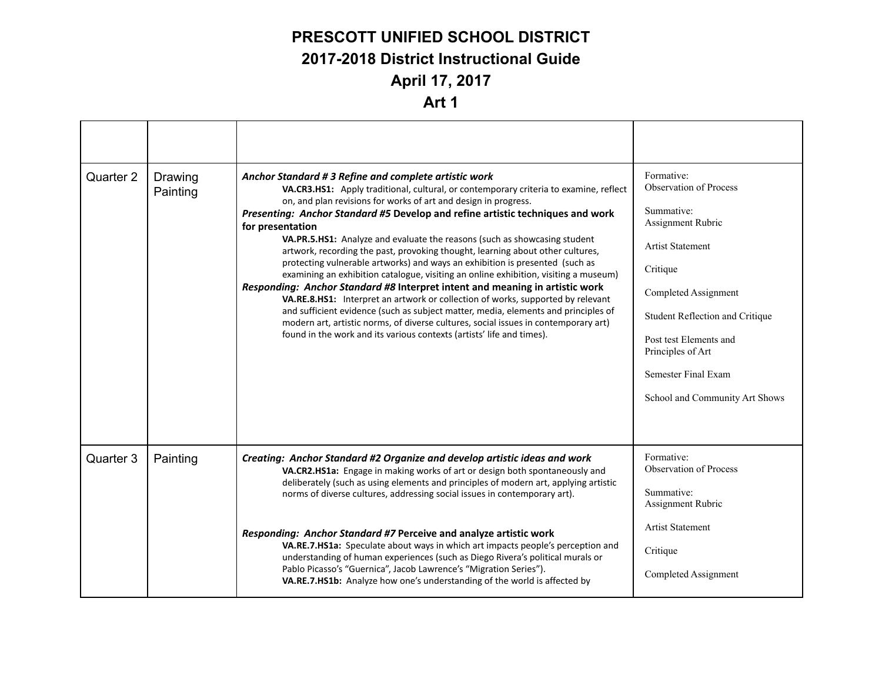# PRESCOTT UNIFIED SCHOOL DISTRICT

## 2017-2018 District Instructional Guide

## April 17, 2017

## Art 1

| | | | |
|---|---|---|---|
| Quarter 2 | Drawing<br>Painting | ***Anchor Standard # 3 Refine and complete artistic work***<br>**VA.CR3.HS1:** Apply traditional, cultural, or contemporary criteria to examine, reflect on, and plan revisions for works of art and design in progress.<br>***Presenting: Anchor Standard #5* Develop and refine artistic techniques and work for presentation**<br>**VA.PR.5.HS1:** Analyze and evaluate the reasons (such as showcasing student artwork, recording the past, provoking thought, learning about other cultures, protecting vulnerable artworks) and ways an exhibition is presented (such as examining an exhibition catalogue, visiting an online exhibition, visiting a museum)<br>***Responding: Anchor Standard #8* Interpret intent and meaning in artistic work**<br>**VA.RE.8.HS1:** Interpret an artwork or collection of works, supported by relevant and sufficient evidence (such as subject matter, media, elements and principles of modern art, artistic norms, of diverse cultures, social issues in contemporary art) found in the work and its various contexts (artists' life and times). | Formative:<br>Observation of Process<br><br>Summative:<br>Assignment Rubric<br><br>Artist Statement<br><br>Critique<br><br>Completed Assignment<br><br>Student Reflection and Critique<br><br>Post test Elements and Principles of Art<br><br>Semester Final Exam<br><br>School and Community Art Shows |
| Quarter 3 | Painting | ***Creating: Anchor Standard #2 Organize and develop artistic ideas and work***<br>**VA.CR2.HS1a:** Engage in making works of art or design both spontaneously and deliberately (such as using elements and principles of modern art, applying artistic norms of diverse cultures, addressing social issues in contemporary art).<br><br>***Responding: Anchor Standard #7* Perceive and analyze artistic work**<br>**VA.RE.7.HS1a:** Speculate about ways in which art impacts people's perception and understanding of human experiences (such as Diego Rivera's political murals or Pablo Picasso's "Guernica", Jacob Lawrence's "Migration Series").<br>**VA.RE.7.HS1b:** Analyze how one's understanding of the world is affected by | Formative:<br>Observation of Process<br><br>Summative:<br>Assignment Rubric<br><br>Artist Statement<br><br>Critique<br><br>Completed Assignment |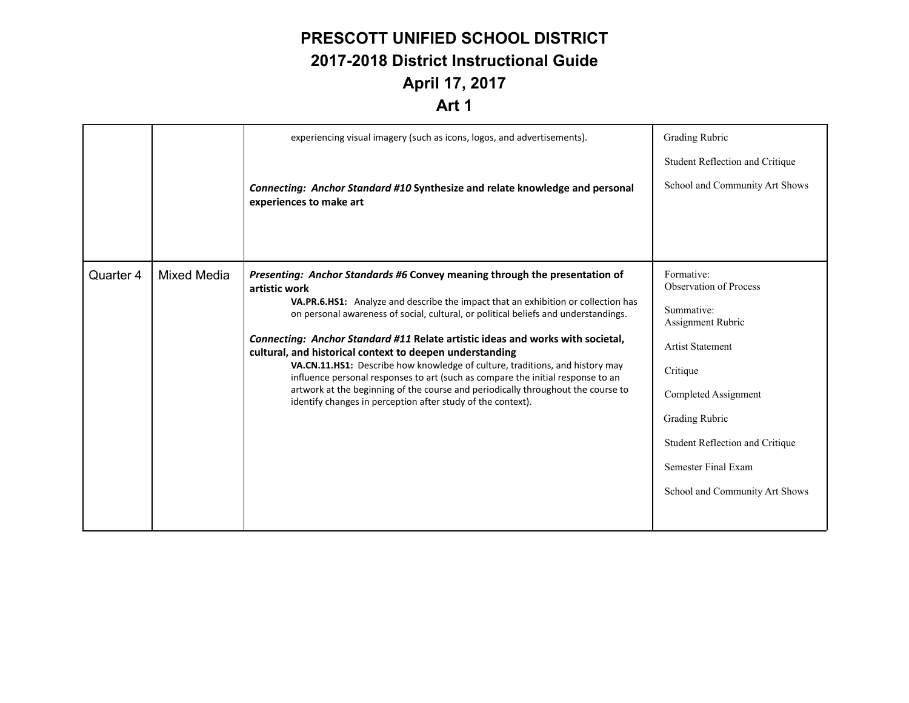# PRESCOTT UNIFIED SCHOOL DISTRICT
## 2017-2018 District Instructional Guide
## April 17, 2017
## Art 1

| | | | |
|---|---|---|---|
| | | experiencing visual imagery (such as icons, logos, and advertisements).<br><br>***Connecting: Anchor Standard #10*** **Synthesize and relate knowledge and personal experiences to make art** | Grading Rubric<br><br>Student Reflection and Critique<br><br>School and Community Art Shows |
| Quarter 4 | Mixed Media | ***Presenting: Anchor Standards #6*** **Convey meaning through the presentation of artistic work**<br>**VA.PR.6.HS1:** Analyze and describe the impact that an exhibition or collection has on personal awareness of social, cultural, or political beliefs and understandings.<br><br>***Connecting: Anchor Standard #11*** **Relate artistic ideas and works with societal, cultural, and historical context to deepen understanding**<br>**VA.CN.11.HS1:** Describe how knowledge of culture, traditions, and history may influence personal responses to art (such as compare the initial response to an artwork at the beginning of the course and periodically throughout the course to identify changes in perception after study of the context). | Formative:<br>Observation of Process<br><br>Summative:<br>Assignment Rubric<br><br>Artist Statement<br><br>Critique<br><br>Completed Assignment<br><br>Grading Rubric<br><br>Student Reflection and Critique<br><br>Semester Final Exam<br><br>School and Community Art Shows |